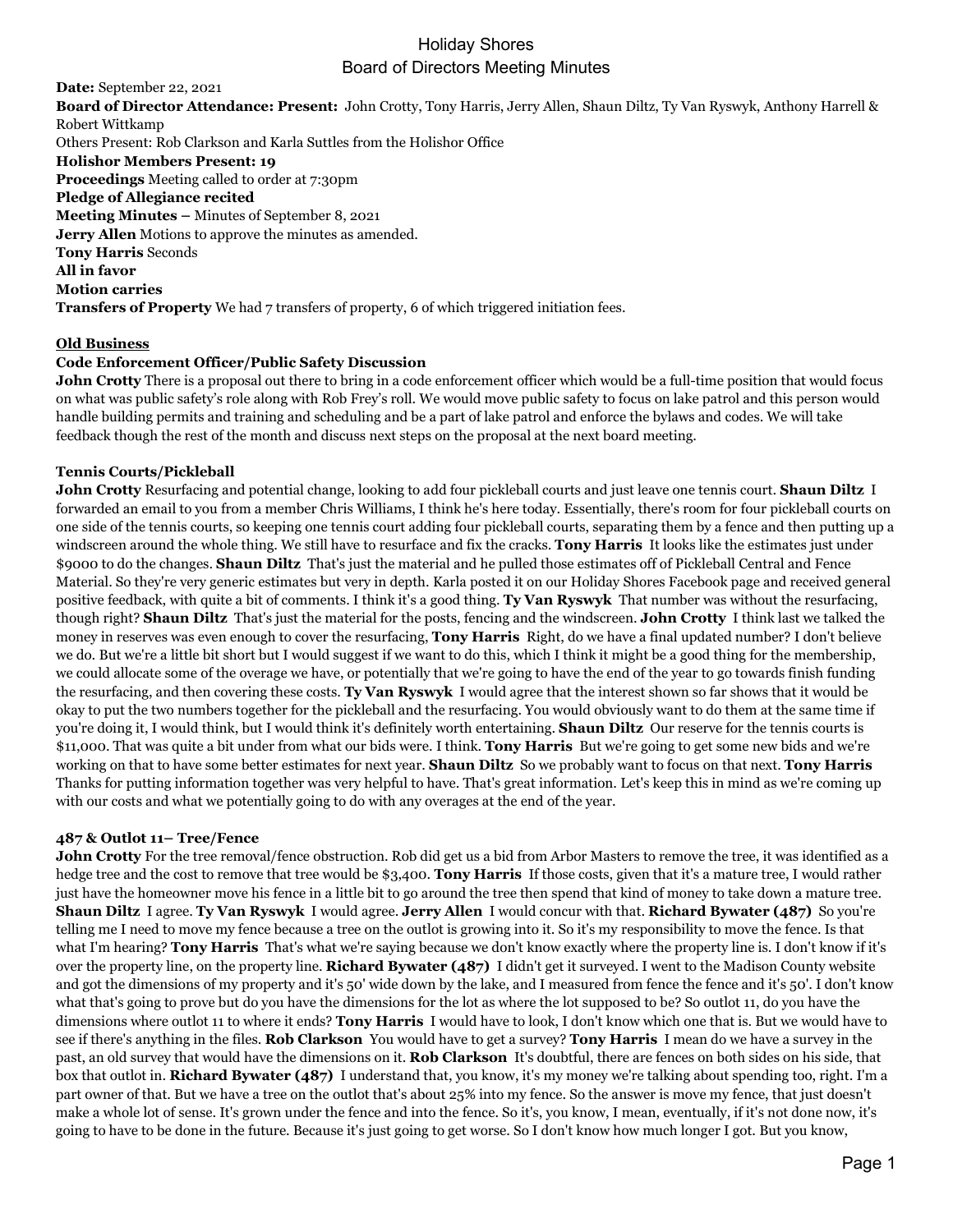# Holiday Shores
## Board of Directors Meeting Minutes

**Date:** September 22, 2021
**Board of Director Attendance: Present:** John Crotty, Tony Harris, Jerry Allen, Shaun Diltz, Ty Van Ryswyk, Anthony Harrell & Robert Wittkamp
Others Present: Rob Clarkson and Karla Suttles from the Holishor Office
**Holishor Members Present: 19**
**Proceedings** Meeting called to order at 7:30pm
**Pledge of Allegiance recited**
**Meeting Minutes –** Minutes of September 8, 2021
**Jerry Allen** Motions to approve the minutes as amended.
**Tony Harris** Seconds
**All in favor**
**Motion carries**
**Transfers of Property** We had 7 transfers of property, 6 of which triggered initiation fees.

### Old Business

**Code Enforcement Officer/Public Safety Discussion**
**John Crotty** There is a proposal out there to bring in a code enforcement officer which would be a full-time position that would focus on what was public safety's role along with Rob Frey's roll. We would move public safety to focus on lake patrol and this person would handle building permits and training and scheduling and be a part of lake patrol and enforce the bylaws and codes. We will take feedback though the rest of the month and discuss next steps on the proposal at the next board meeting.

**Tennis Courts/Pickleball**
**John Crotty** Resurfacing and potential change, looking to add four pickleball courts and just leave one tennis court. **Shaun Diltz** I forwarded an email to you from a member Chris Williams, I think he's here today. Essentially, there's room for four pickleball courts on one side of the tennis courts, so keeping one tennis court adding four pickleball courts, separating them by a fence and then putting up a windscreen around the whole thing. We still have to resurface and fix the cracks. **Tony Harris** It looks like the estimates just under $9000 to do the changes. **Shaun Diltz** That's just the material and he pulled those estimates off of Pickleball Central and Fence Material. So they're very generic estimates but very in depth. Karla posted it on our Holiday Shores Facebook page and received general positive feedback, with quite a bit of comments. I think it's a good thing. **Ty Van Ryswyk** That number was without the resurfacing, though right? **Shaun Diltz** That's just the material for the posts, fencing and the windscreen. **John Crotty** I think last we talked the money in reserves was even enough to cover the resurfacing, **Tony Harris** Right, do we have a final updated number? I don't believe we do. But we're a little bit short but I would suggest if we want to do this, which I think it might be a good thing for the membership, we could allocate some of the overage we have, or potentially that we're going to have the end of the year to go towards finish funding the resurfacing, and then covering these costs. **Ty Van Ryswyk** I would agree that the interest shown so far shows that it would be okay to put the two numbers together for the pickleball and the resurfacing. You would obviously want to do them at the same time if you're doing it, I would think, but I would think it's definitely worth entertaining. **Shaun Diltz** Our reserve for the tennis courts is $11,000. That was quite a bit under from what our bids were. I think. **Tony Harris** But we're going to get some new bids and we're working on that to have some better estimates for next year. **Shaun Diltz** So we probably want to focus on that next. **Tony Harris** Thanks for putting information together was very helpful to have. That's great information. Let's keep this in mind as we're coming up with our costs and what we potentially going to do with any overages at the end of the year.

**487 & Outlot 11– Tree/Fence**
**John Crotty** For the tree removal/fence obstruction. Rob did get us a bid from Arbor Masters to remove the tree, it was identified as a hedge tree and the cost to remove that tree would be $3,400. **Tony Harris** If those costs, given that it's a mature tree, I would rather just have the homeowner move his fence in a little bit to go around the tree then spend that kind of money to take down a mature tree. **Shaun Diltz** I agree. **Ty Van Ryswyk** I would agree. **Jerry Allen** I would concur with that. **Richard Bywater (487)** So you're telling me I need to move my fence because a tree on the outlot is growing into it. So it's my responsibility to move the fence. Is that what I'm hearing? **Tony Harris** That's what we're saying because we don't know exactly where the property line is. I don't know if it's over the property line, on the property line. **Richard Bywater (487)** I didn't get it surveyed. I went to the Madison County website and got the dimensions of my property and it's 50' wide down by the lake, and I measured from fence the fence and it's 50'. I don't know what that's going to prove but do you have the dimensions for the lot as where the lot supposed to be? So outlot 11, do you have the dimensions where outlot 11 to where it ends? **Tony Harris** I would have to look, I don't know which one that is. But we would have to see if there's anything in the files. **Rob Clarkson** You would have to get a survey? **Tony Harris** I mean do we have a survey in the past, an old survey that would have the dimensions on it. **Rob Clarkson** It's doubtful, there are fences on both sides on his side, that box that outlot in. **Richard Bywater (487)** I understand that, you know, it's my money we're talking about spending too, right. I'm a part owner of that. But we have a tree on the outlot that's about 25% into my fence. So the answer is move my fence, that just doesn't make a whole lot of sense. It's grown under the fence and into the fence. So it's, you know, I mean, eventually, if it's not done now, it's going to have to be done in the future. Because it's just going to get worse. So I don't know how much longer I got. But you know,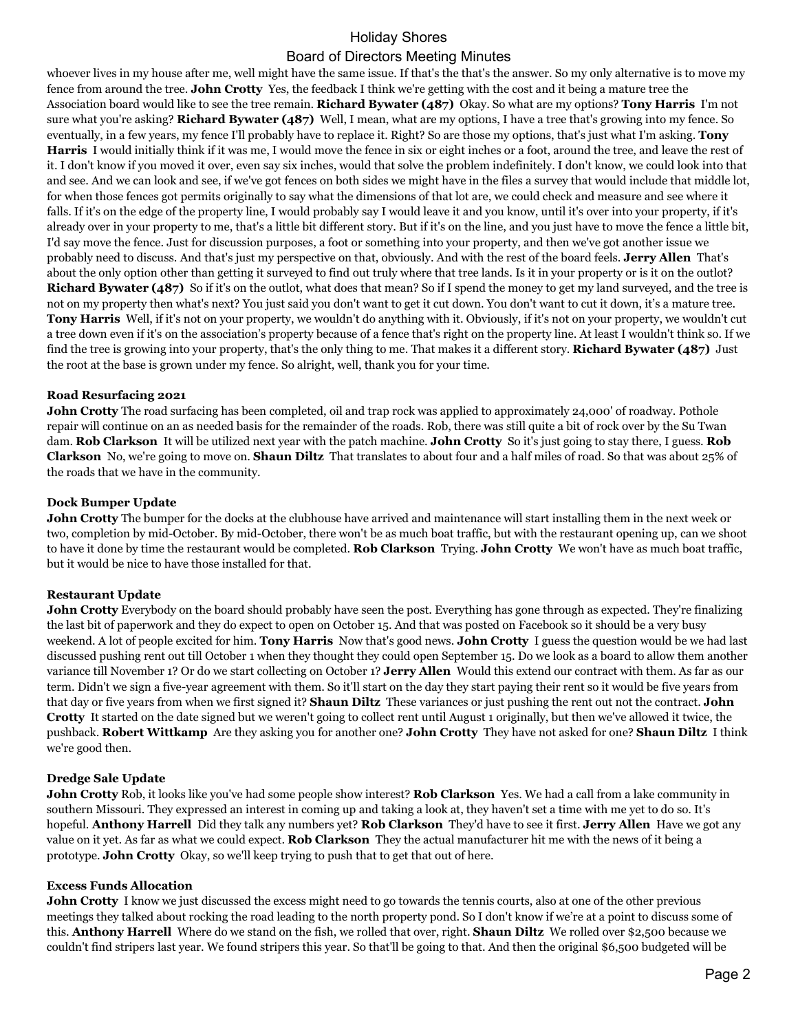whoever lives in my house after me, well might have the same issue. If that's the that's the answer. So my only alternative is to move my fence from around the tree. **John Crotty** Yes, the feedback I think we're getting with the cost and it being a mature tree the Association board would like to see the tree remain. **Richard Bywater (487)** Okay. So what are my options? **Tony Harris** I'm not sure what you're asking? **Richard Bywater (487)** Well, I mean, what are my options, I have a tree that's growing into my fence. So eventually, in a few years, my fence I'll probably have to replace it. Right? So are those my options, that's just what I'm asking. **Tony Harris** I would initially think if it was me, I would move the fence in six or eight inches or a foot, around the tree, and leave the rest of it. I don't know if you moved it over, even say six inches, would that solve the problem indefinitely. I don't know, we could look into that and see. And we can look and see, if we've got fences on both sides we might have in the files a survey that would include that middle lot, for when those fences got permits originally to say what the dimensions of that lot are, we could check and measure and see where it falls. If it's on the edge of the property line, I would probably say I would leave it and you know, until it's over into your property, if it's already over in your property to me, that's a little bit different story. But if it's on the line, and you just have to move the fence a little bit, I'd say move the fence. Just for discussion purposes, a foot or something into your property, and then we've got another issue we probably need to discuss. And that's just my perspective on that, obviously. And with the rest of the board feels. **Jerry Allen** That's about the only option other than getting it surveyed to find out truly where that tree lands. Is it in your property or is it on the outlot? **Richard Bywater (487)** So if it's on the outlot, what does that mean? So if I spend the money to get my land surveyed, and the tree is not on my property then what's next? You just said you don't want to get it cut down. You don't want to cut it down, it's a mature tree. **Tony Harris** Well, if it's not on your property, we wouldn't do anything with it. Obviously, if it's not on your property, we wouldn't cut a tree down even if it's on the association's property because of a fence that's right on the property line. At least I wouldn't think so. If we find the tree is growing into your property, that's the only thing to me. That makes it a different story. **Richard Bywater (487)** Just the root at the base is grown under my fence. So alright, well, thank you for your time.

**Road Resurfacing 2021**

**John Crotty** The road surfacing has been completed, oil and trap rock was applied to approximately 24,000' of roadway. Pothole repair will continue on an as needed basis for the remainder of the roads. Rob, there was still quite a bit of rock over by the Su Twan dam. **Rob Clarkson** It will be utilized next year with the patch machine. **John Crotty** So it's just going to stay there, I guess. **Rob Clarkson** No, we're going to move on. **Shaun Diltz** That translates to about four and a half miles of road. So that was about 25% of the roads that we have in the community.

**Dock Bumper Update**

**John Crotty** The bumper for the docks at the clubhouse have arrived and maintenance will start installing them in the next week or two, completion by mid-October. By mid-October, there won't be as much boat traffic, but with the restaurant opening up, can we shoot to have it done by time the restaurant would be completed. **Rob Clarkson** Trying. **John Crotty** We won't have as much boat traffic, but it would be nice to have those installed for that.

**Restaurant Update**

**John Crotty** Everybody on the board should probably have seen the post. Everything has gone through as expected. They're finalizing the last bit of paperwork and they do expect to open on October 15. And that was posted on Facebook so it should be a very busy weekend. A lot of people excited for him. **Tony Harris** Now that's good news. **John Crotty** I guess the question would be we had last discussed pushing rent out till October 1 when they thought they could open September 15. Do we look as a board to allow them another variance till November 1? Or do we start collecting on October 1? **Jerry Allen** Would this extend our contract with them. As far as our term. Didn't we sign a five-year agreement with them. So it'll start on the day they start paying their rent so it would be five years from that day or five years from when we first signed it? **Shaun Diltz** These variances or just pushing the rent out not the contract. **John Crotty** It started on the date signed but we weren't going to collect rent until August 1 originally, but then we've allowed it twice, the pushback. **Robert Wittkamp** Are they asking you for another one? **John Crotty** They have not asked for one? **Shaun Diltz** I think we're good then.

**Dredge Sale Update**

**John Crotty** Rob, it looks like you've had some people show interest? **Rob Clarkson** Yes. We had a call from a lake community in southern Missouri. They expressed an interest in coming up and taking a look at, they haven't set a time with me yet to do so. It's hopeful. **Anthony Harrell** Did they talk any numbers yet? **Rob Clarkson** They'd have to see it first. **Jerry Allen** Have we got any value on it yet. As far as what we could expect. **Rob Clarkson** They the actual manufacturer hit me with the news of it being a prototype. **John Crotty** Okay, so we'll keep trying to push that to get that out of here.

**Excess Funds Allocation**

**John Crotty** I know we just discussed the excess might need to go towards the tennis courts, also at one of the other previous meetings they talked about rocking the road leading to the north property pond. So I don't know if we're at a point to discuss some of this. **Anthony Harrell** Where do we stand on the fish, we rolled that over, right. **Shaun Diltz** We rolled over $2,500 because we couldn't find stripers last year. We found stripers this year. So that'll be going to that. And then the original $6,500 budgeted will be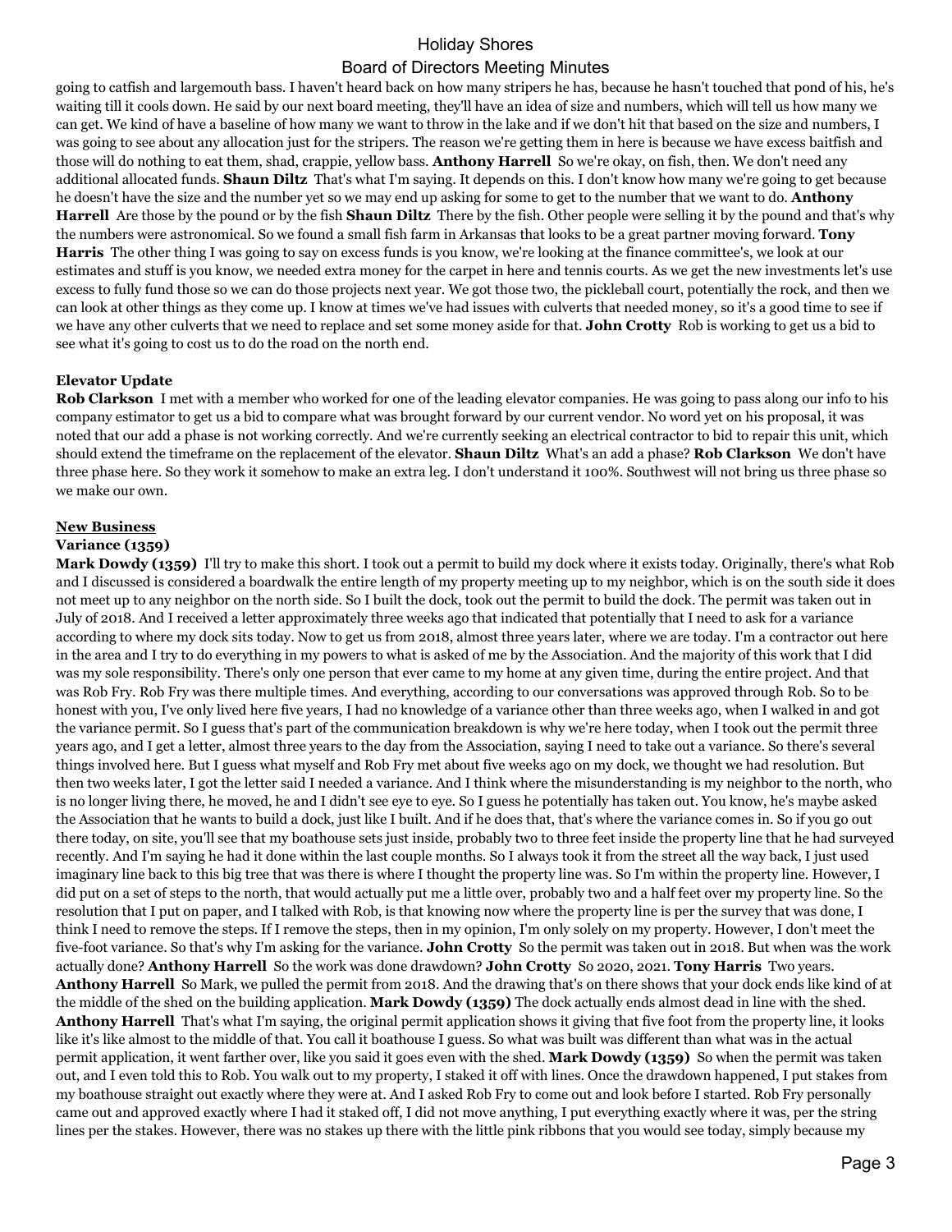going to catfish and largemouth bass. I haven't heard back on how many stripers he has, because he hasn't touched that pond of his, he's waiting till it cools down. He said by our next board meeting, they'll have an idea of size and numbers, which will tell us how many we can get. We kind of have a baseline of how many we want to throw in the lake and if we don't hit that based on the size and numbers, I was going to see about any allocation just for the stripers. The reason we're getting them in here is because we have excess baitfish and those will do nothing to eat them, shad, crappie, yellow bass. **Anthony Harrell** So we're okay, on fish, then. We don't need any additional allocated funds. **Shaun Diltz** That's what I'm saying. It depends on this. I don't know how many we're going to get because he doesn't have the size and the number yet so we may end up asking for some to get to the number that we want to do. **Anthony Harrell** Are those by the pound or by the fish **Shaun Diltz** There by the fish. Other people were selling it by the pound and that's why the numbers were astronomical. So we found a small fish farm in Arkansas that looks to be a great partner moving forward. **Tony Harris** The other thing I was going to say on excess funds is you know, we're looking at the finance committee's, we look at our estimates and stuff is you know, we needed extra money for the carpet in here and tennis courts. As we get the new investments let's use excess to fully fund those so we can do those projects next year. We got those two, the pickleball court, potentially the rock, and then we can look at other things as they come up. I know at times we've had issues with culverts that needed money, so it's a good time to see if we have any other culverts that we need to replace and set some money aside for that. **John Crotty** Rob is working to get us a bid to see what it's going to cost us to do the road on the north end.

**Elevator Update**

**Rob Clarkson** I met with a member who worked for one of the leading elevator companies. He was going to pass along our info to his company estimator to get us a bid to compare what was brought forward by our current vendor. No word yet on his proposal, it was noted that our add a phase is not working correctly. And we're currently seeking an electrical contractor to bid to repair this unit, which should extend the timeframe on the replacement of the elevator. **Shaun Diltz** What's an add a phase? **Rob Clarkson** We don't have three phase here. So they work it somehow to make an extra leg. I don't understand it 100%. Southwest will not bring us three phase so we make our own.

## New Business

**Variance (1359)**

**Mark Dowdy (1359)** I'll try to make this short. I took out a permit to build my dock where it exists today. Originally, there's what Rob and I discussed is considered a boardwalk the entire length of my property meeting up to my neighbor, which is on the south side it does not meet up to any neighbor on the north side. So I built the dock, took out the permit to build the dock. The permit was taken out in July of 2018. And I received a letter approximately three weeks ago that indicated that potentially that I need to ask for a variance according to where my dock sits today. Now to get us from 2018, almost three years later, where we are today. I'm a contractor out here in the area and I try to do everything in my powers to what is asked of me by the Association. And the majority of this work that I did was my sole responsibility. There's only one person that ever came to my home at any given time, during the entire project. And that was Rob Fry. Rob Fry was there multiple times. And everything, according to our conversations was approved through Rob. So to be honest with you, I've only lived here five years, I had no knowledge of a variance other than three weeks ago, when I walked in and got the variance permit. So I guess that's part of the communication breakdown is why we're here today, when I took out the permit three years ago, and I get a letter, almost three years to the day from the Association, saying I need to take out a variance. So there's several things involved here. But I guess what myself and Rob Fry met about five weeks ago on my dock, we thought we had resolution. But then two weeks later, I got the letter said I needed a variance. And I think where the misunderstanding is my neighbor to the north, who is no longer living there, he moved, he and I didn't see eye to eye. So I guess he potentially has taken out. You know, he's maybe asked the Association that he wants to build a dock, just like I built. And if he does that, that's where the variance comes in. So if you go out there today, on site, you'll see that my boathouse sets just inside, probably two to three feet inside the property line that he had surveyed recently. And I'm saying he had it done within the last couple months. So I always took it from the street all the way back, I just used imaginary line back to this big tree that was there is where I thought the property line was. So I'm within the property line. However, I did put on a set of steps to the north, that would actually put me a little over, probably two and a half feet over my property line. So the resolution that I put on paper, and I talked with Rob, is that knowing now where the property line is per the survey that was done, I think I need to remove the steps. If I remove the steps, then in my opinion, I'm only solely on my property. However, I don't meet the five-foot variance. So that's why I'm asking for the variance. **John Crotty** So the permit was taken out in 2018. But when was the work actually done? **Anthony Harrell** So the work was done drawdown? **John Crotty** So 2020, 2021. **Tony Harris** Two years. **Anthony Harrell** So Mark, we pulled the permit from 2018. And the drawing that's on there shows that your dock ends like kind of at the middle of the shed on the building application. **Mark Dowdy (1359)** The dock actually ends almost dead in line with the shed. **Anthony Harrell** That's what I'm saying, the original permit application shows it giving that five foot from the property line, it looks like it's like almost to the middle of that. You call it boathouse I guess. So what was built was different than what was in the actual permit application, it went farther over, like you said it goes even with the shed. **Mark Dowdy (1359)** So when the permit was taken out, and I even told this to Rob. You walk out to my property, I staked it off with lines. Once the drawdown happened, I put stakes from my boathouse straight out exactly where they were at. And I asked Rob Fry to come out and look before I started. Rob Fry personally came out and approved exactly where I had it staked off, I did not move anything, I put everything exactly where it was, per the string lines per the stakes. However, there was no stakes up there with the little pink ribbons that you would see today, simply because my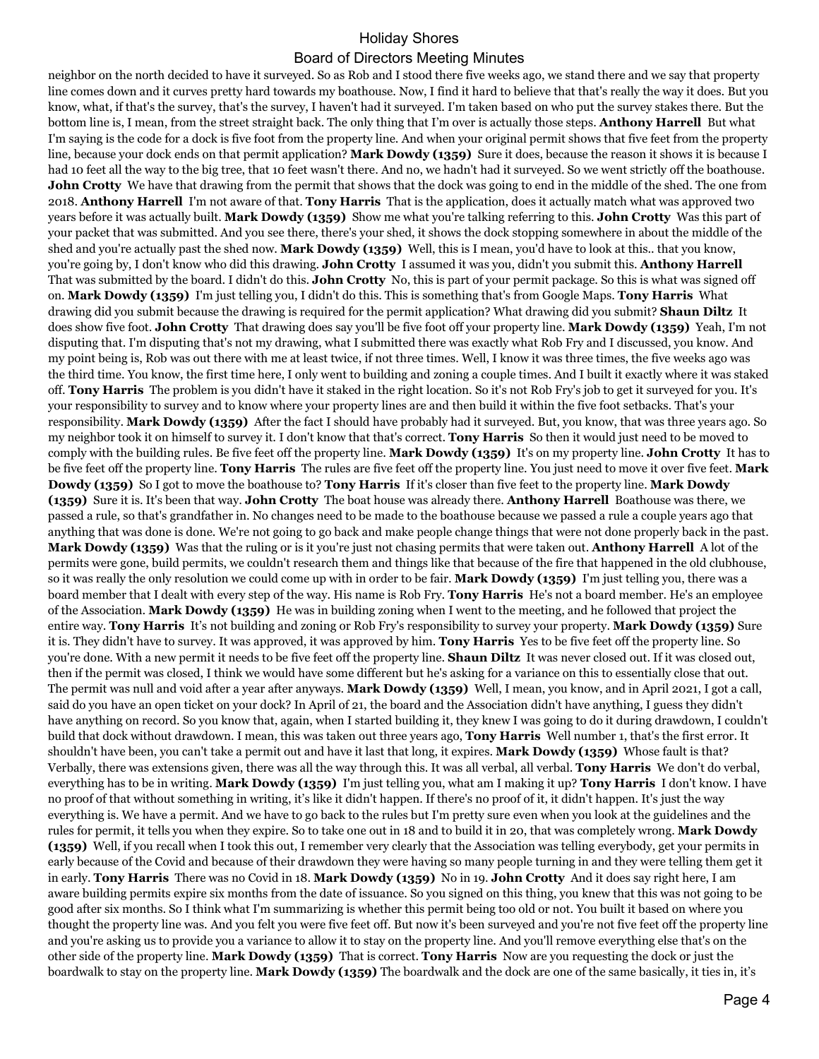neighbor on the north decided to have it surveyed. So as Rob and I stood there five weeks ago, we stand there and we say that property line comes down and it curves pretty hard towards my boathouse. Now, I find it hard to believe that that's really the way it does. But you know, what, if that's the survey, that's the survey, I haven't had it surveyed. I'm taken based on who put the survey stakes there. But the bottom line is, I mean, from the street straight back. The only thing that I'm over is actually those steps. **Anthony Harrell** But what I'm saying is the code for a dock is five foot from the property line. And when your original permit shows that five feet from the property line, because your dock ends on that permit application? **Mark Dowdy (1359)** Sure it does, because the reason it shows it is because I had 10 feet all the way to the big tree, that 10 feet wasn't there. And no, we hadn't had it surveyed. So we went strictly off the boathouse. **John Crotty** We have that drawing from the permit that shows that the dock was going to end in the middle of the shed. The one from 2018. **Anthony Harrell** I'm not aware of that. **Tony Harris** That is the application, does it actually match what was approved two years before it was actually built. **Mark Dowdy (1359)** Show me what you're talking referring to this. **John Crotty** Was this part of your packet that was submitted. And you see there, there's your shed, it shows the dock stopping somewhere in about the middle of the shed and you're actually past the shed now. **Mark Dowdy (1359)** Well, this is I mean, you'd have to look at this.. that you know, you're going by, I don't know who did this drawing. **John Crotty** I assumed it was you, didn't you submit this. **Anthony Harrell** That was submitted by the board. I didn't do this. **John Crotty** No, this is part of your permit package. So this is what was signed off on. **Mark Dowdy (1359)** I'm just telling you, I didn't do this. This is something that's from Google Maps. **Tony Harris** What drawing did you submit because the drawing is required for the permit application? What drawing did you submit? **Shaun Diltz** It does show five foot. **John Crotty** That drawing does say you'll be five foot off your property line. **Mark Dowdy (1359)** Yeah, I'm not disputing that. I'm disputing that's not my drawing, what I submitted there was exactly what Rob Fry and I discussed, you know. And my point being is, Rob was out there with me at least twice, if not three times. Well, I know it was three times, the five weeks ago was the third time. You know, the first time here, I only went to building and zoning a couple times. And I built it exactly where it was staked off. **Tony Harris** The problem is you didn't have it staked in the right location. So it's not Rob Fry's job to get it surveyed for you. It's your responsibility to survey and to know where your property lines are and then build it within the five foot setbacks. That's your responsibility. **Mark Dowdy (1359)** After the fact I should have probably had it surveyed. But, you know, that was three years ago. So my neighbor took it on himself to survey it. I don't know that that's correct. **Tony Harris** So then it would just need to be moved to comply with the building rules. Be five feet off the property line. **Mark Dowdy (1359)** It's on my property line. **John Crotty** It has to be five feet off the property line. **Tony Harris** The rules are five feet off the property line. You just need to move it over five feet. **Mark Dowdy (1359)** So I got to move the boathouse to? **Tony Harris** If it's closer than five feet to the property line. **Mark Dowdy (1359)** Sure it is. It's been that way. **John Crotty** The boat house was already there. **Anthony Harrell** Boathouse was there, we passed a rule, so that's grandfather in. No changes need to be made to the boathouse because we passed a rule a couple years ago that anything that was done is done. We're not going to go back and make people change things that were not done properly back in the past. **Mark Dowdy (1359)** Was that the ruling or is it you're just not chasing permits that were taken out. **Anthony Harrell** A lot of the permits were gone, build permits, we couldn't research them and things like that because of the fire that happened in the old clubhouse, so it was really the only resolution we could come up with in order to be fair. **Mark Dowdy (1359)** I'm just telling you, there was a board member that I dealt with every step of the way. His name is Rob Fry. **Tony Harris** He's not a board member. He's an employee of the Association. **Mark Dowdy (1359)** He was in building zoning when I went to the meeting, and he followed that project the entire way. **Tony Harris** It's not building and zoning or Rob Fry's responsibility to survey your property. **Mark Dowdy (1359)** Sure it is. They didn't have to survey. It was approved, it was approved by him. **Tony Harris** Yes to be five feet off the property line. So you're done. With a new permit it needs to be five feet off the property line. **Shaun Diltz** It was never closed out. If it was closed out, then if the permit was closed, I think we would have some different but he's asking for a variance on this to essentially close that out. The permit was null and void after a year after anyways. **Mark Dowdy (1359)** Well, I mean, you know, and in April 2021, I got a call, said do you have an open ticket on your dock? In April of 21, the board and the Association didn't have anything, I guess they didn't have anything on record. So you know that, again, when I started building it, they knew I was going to do it during drawdown, I couldn't build that dock without drawdown. I mean, this was taken out three years ago, **Tony Harris** Well number 1, that's the first error. It shouldn't have been, you can't take a permit out and have it last that long, it expires. **Mark Dowdy (1359)** Whose fault is that? Verbally, there was extensions given, there was all the way through this. It was all verbal, all verbal. **Tony Harris** We don't do verbal, everything has to be in writing. **Mark Dowdy (1359)** I'm just telling you, what am I making it up? **Tony Harris** I don't know. I have no proof of that without something in writing, it's like it didn't happen. If there's no proof of it, it didn't happen. It's just the way everything is. We have a permit. And we have to go back to the rules but I'm pretty sure even when you look at the guidelines and the rules for permit, it tells you when they expire. So to take one out in 18 and to build it in 20, that was completely wrong. **Mark Dowdy (1359)** Well, if you recall when I took this out, I remember very clearly that the Association was telling everybody, get your permits in early because of the Covid and because of their drawdown they were having so many people turning in and they were telling them get it in early. **Tony Harris** There was no Covid in 18. **Mark Dowdy (1359)** No in 19. **John Crotty** And it does say right here, I am aware building permits expire six months from the date of issuance. So you signed on this thing, you knew that this was not going to be good after six months. So I think what I'm summarizing is whether this permit being too old or not. You built it based on where you thought the property line was. And you felt you were five feet off. But now it's been surveyed and you're not five feet off the property line and you're asking us to provide you a variance to allow it to stay on the property line. And you'll remove everything else that's on the other side of the property line. **Mark Dowdy (1359)** That is correct. **Tony Harris** Now are you requesting the dock or just the boardwalk to stay on the property line. **Mark Dowdy (1359)** The boardwalk and the dock are one of the same basically, it ties in, it's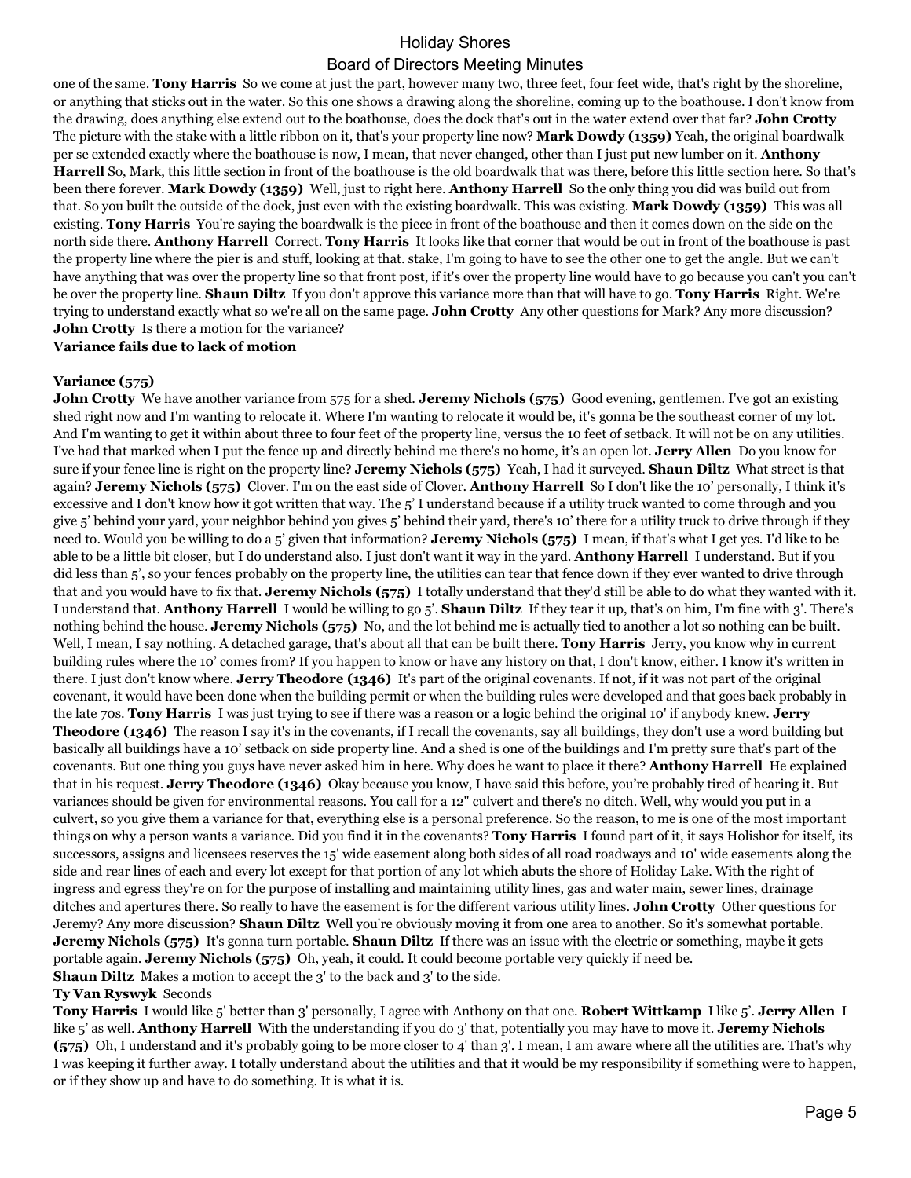one of the same. **Tony Harris** So we come at just the part, however many two, three feet, four feet wide, that's right by the shoreline, or anything that sticks out in the water. So this one shows a drawing along the shoreline, coming up to the boathouse. I don't know from the drawing, does anything else extend out to the boathouse, does the dock that's out in the water extend over that far? **John Crotty** The picture with the stake with a little ribbon on it, that's your property line now? **Mark Dowdy (1359)** Yeah, the original boardwalk per se extended exactly where the boathouse is now, I mean, that never changed, other than I just put new lumber on it. **Anthony Harrell** So, Mark, this little section in front of the boathouse is the old boardwalk that was there, before this little section here. So that's been there forever. **Mark Dowdy (1359)** Well, just to right here. **Anthony Harrell** So the only thing you did was build out from that. So you built the outside of the dock, just even with the existing boardwalk. This was existing. **Mark Dowdy (1359)** This was all existing. **Tony Harris** You're saying the boardwalk is the piece in front of the boathouse and then it comes down on the side on the north side there. **Anthony Harrell** Correct. **Tony Harris** It looks like that corner that would be out in front of the boathouse is past the property line where the pier is and stuff, looking at that. stake, I'm going to have to see the other one to get the angle. But we can't have anything that was over the property line so that front post, if it's over the property line would have to go because you can't you can't be over the property line. **Shaun Diltz** If you don't approve this variance more than that will have to go. **Tony Harris** Right. We're trying to understand exactly what so we're all on the same page. **John Crotty** Any other questions for Mark? Any more discussion? **John Crotty** Is there a motion for the variance?

**Variance fails due to lack of motion**

**Variance (575)**

**John Crotty** We have another variance from 575 for a shed. **Jeremy Nichols (575)** Good evening, gentlemen. I've got an existing shed right now and I'm wanting to relocate it. Where I'm wanting to relocate it would be, it's gonna be the southeast corner of my lot. And I'm wanting to get it within about three to four feet of the property line, versus the 10 feet of setback. It will not be on any utilities. I've had that marked when I put the fence up and directly behind me there's no home, it's an open lot. **Jerry Allen** Do you know for sure if your fence line is right on the property line? **Jeremy Nichols (575)** Yeah, I had it surveyed. **Shaun Diltz** What street is that again? **Jeremy Nichols (575)** Clover. I'm on the east side of Clover. **Anthony Harrell** So I don't like the 10' personally, I think it's excessive and I don't know how it got written that way. The 5' I understand because if a utility truck wanted to come through and you give 5' behind your yard, your neighbor behind you gives 5' behind their yard, there's 10' there for a utility truck to drive through if they need to. Would you be willing to do a 5' given that information? **Jeremy Nichols (575)** I mean, if that's what I get yes. I'd like to be able to be a little bit closer, but I do understand also. I just don't want it way in the yard. **Anthony Harrell** I understand. But if you did less than 5', so your fences probably on the property line, the utilities can tear that fence down if they ever wanted to drive through that and you would have to fix that. **Jeremy Nichols (575)** I totally understand that they'd still be able to do what they wanted with it. I understand that. **Anthony Harrell** I would be willing to go 5'. **Shaun Diltz** If they tear it up, that's on him, I'm fine with 3'. There's nothing behind the house. **Jeremy Nichols (575)** No, and the lot behind me is actually tied to another a lot so nothing can be built. Well, I mean, I say nothing. A detached garage, that's about all that can be built there. **Tony Harris** Jerry, you know why in current building rules where the 10' comes from? If you happen to know or have any history on that, I don't know, either. I know it's written in there. I just don't know where. **Jerry Theodore (1346)** It's part of the original covenants. If not, if it was not part of the original covenant, it would have been done when the building permit or when the building rules were developed and that goes back probably in the late 70s. **Tony Harris** I was just trying to see if there was a reason or a logic behind the original 10' if anybody knew. **Jerry Theodore (1346)** The reason I say it's in the covenants, if I recall the covenants, say all buildings, they don't use a word building but basically all buildings have a 10' setback on side property line. And a shed is one of the buildings and I'm pretty sure that's part of the covenants. But one thing you guys have never asked him in here. Why does he want to place it there? **Anthony Harrell** He explained that in his request. **Jerry Theodore (1346)** Okay because you know, I have said this before, you're probably tired of hearing it. But variances should be given for environmental reasons. You call for a 12" culvert and there's no ditch. Well, why would you put in a culvert, so you give them a variance for that, everything else is a personal preference. So the reason, to me is one of the most important things on why a person wants a variance. Did you find it in the covenants? **Tony Harris** I found part of it, it says Holishor for itself, its successors, assigns and licensees reserves the 15' wide easement along both sides of all road roadways and 10' wide easements along the side and rear lines of each and every lot except for that portion of any lot which abuts the shore of Holiday Lake. With the right of ingress and egress they're on for the purpose of installing and maintaining utility lines, gas and water main, sewer lines, drainage ditches and apertures there. So really to have the easement is for the different various utility lines. **John Crotty** Other questions for Jeremy? Any more discussion? **Shaun Diltz** Well you're obviously moving it from one area to another. So it's somewhat portable. **Jeremy Nichols (575)** It's gonna turn portable. **Shaun Diltz** If there was an issue with the electric or something, maybe it gets portable again. **Jeremy Nichols (575)** Oh, yeah, it could. It could become portable very quickly if need be.

**Shaun Diltz** Makes a motion to accept the 3' to the back and 3' to the side.

**Ty Van Ryswyk** Seconds

**Tony Harris** I would like 5' better than 3' personally, I agree with Anthony on that one. **Robert Wittkamp** I like 5'. **Jerry Allen** I like 5' as well. **Anthony Harrell** With the understanding if you do 3' that, potentially you may have to move it. **Jeremy Nichols (575)** Oh, I understand and it's probably going to be more closer to 4' than 3'. I mean, I am aware where all the utilities are. That's why I was keeping it further away. I totally understand about the utilities and that it would be my responsibility if something were to happen, or if they show up and have to do something. It is what it is.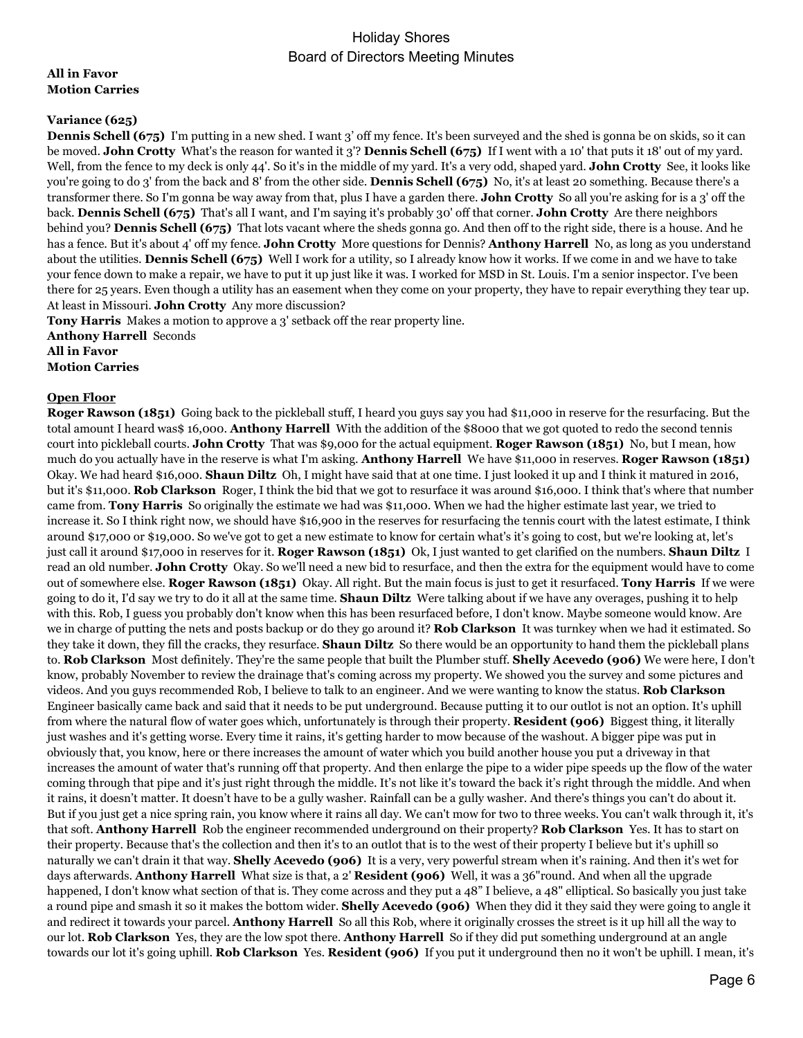**All in Favor**
**Motion Carries**

**Variance (625)**

**Dennis Schell (675)** I'm putting in a new shed. I want 3' off my fence. It's been surveyed and the shed is gonna be on skids, so it can be moved. **John Crotty** What's the reason for wanted it 3'? **Dennis Schell (675)** If I went with a 10' that puts it 18' out of my yard. Well, from the fence to my deck is only 44'. So it's in the middle of my yard. It's a very odd, shaped yard. **John Crotty** See, it looks like you're going to do 3' from the back and 8' from the other side. **Dennis Schell (675)** No, it's at least 20 something. Because there's a transformer there. So I'm gonna be way away from that, plus I have a garden there. **John Crotty** So all you're asking for is a 3' off the back. **Dennis Schell (675)** That's all I want, and I'm saying it's probably 30' off that corner. **John Crotty** Are there neighbors behind you? **Dennis Schell (675)** That lots vacant where the sheds gonna go. And then off to the right side, there is a house. And he has a fence. But it's about 4' off my fence. **John Crotty** More questions for Dennis? **Anthony Harrell** No, as long as you understand about the utilities. **Dennis Schell (675)** Well I work for a utility, so I already know how it works. If we come in and we have to take your fence down to make a repair, we have to put it up just like it was. I worked for MSD in St. Louis. I'm a senior inspector. I've been there for 25 years. Even though a utility has an easement when they come on your property, they have to repair everything they tear up. At least in Missouri. **John Crotty** Any more discussion?

**Tony Harris** Makes a motion to approve a 3' setback off the rear property line.
**Anthony Harrell** Seconds
**All in Favor**
**Motion Carries**

**Open Floor**

**Roger Rawson (1851)** Going back to the pickleball stuff, I heard you guys say you had $11,000 in reserve for the resurfacing. But the total amount I heard was$ 16,000. **Anthony Harrell** With the addition of the $8000 that we got quoted to redo the second tennis court into pickleball courts. **John Crotty** That was $9,000 for the actual equipment. **Roger Rawson (1851)** No, but I mean, how much do you actually have in the reserve is what I'm asking. **Anthony Harrell** We have $11,000 in reserves. **Roger Rawson (1851)** Okay. We had heard $16,000. **Shaun Diltz** Oh, I might have said that at one time. I just looked it up and I think it matured in 2016, but it's $11,000. **Rob Clarkson** Roger, I think the bid that we got to resurface it was around $16,000. I think that's where that number came from. **Tony Harris** So originally the estimate we had was $11,000. When we had the higher estimate last year, we tried to increase it. So I think right now, we should have $16,900 in the reserves for resurfacing the tennis court with the latest estimate, I think around $17,000 or $19,000. So we've got to get a new estimate to know for certain what's it's going to cost, but we're looking at, let's just call it around $17,000 in reserves for it. **Roger Rawson (1851)** Ok, I just wanted to get clarified on the numbers. **Shaun Diltz** I read an old number. **John Crotty** Okay. So we'll need a new bid to resurface, and then the extra for the equipment would have to come out of somewhere else. **Roger Rawson (1851)** Okay. All right. But the main focus is just to get it resurfaced. **Tony Harris** If we were going to do it, I'd say we try to do it all at the same time. **Shaun Diltz** Were talking about if we have any overages, pushing it to help with this. Rob, I guess you probably don't know when this has been resurfaced before, I don't know. Maybe someone would know. Are we in charge of putting the nets and posts backup or do they go around it? **Rob Clarkson** It was turnkey when we had it estimated. So they take it down, they fill the cracks, they resurface. **Shaun Diltz** So there would be an opportunity to hand them the pickleball plans to. **Rob Clarkson** Most definitely. They're the same people that built the Plumber stuff. **Shelly Acevedo (906)** We were here, I don't know, probably November to review the drainage that's coming across my property. We showed you the survey and some pictures and videos. And you guys recommended Rob, I believe to talk to an engineer. And we were wanting to know the status. **Rob Clarkson** Engineer basically came back and said that it needs to be put underground. Because putting it to our outlot is not an option. It's uphill from where the natural flow of water goes which, unfortunately is through their property. **Resident (906)** Biggest thing, it literally just washes and it's getting worse. Every time it rains, it's getting harder to mow because of the washout. A bigger pipe was put in obviously that, you know, here or there increases the amount of water which you build another house you put a driveway in that increases the amount of water that's running off that property. And then enlarge the pipe to a wider pipe speeds up the flow of the water coming through that pipe and it's just right through the middle. It's not like it's toward the back it's right through the middle. And when it rains, it doesn't matter. It doesn't have to be a gully washer. Rainfall can be a gully washer. And there's things you can't do about it. But if you just get a nice spring rain, you know where it rains all day. We can't mow for two to three weeks. You can't walk through it, it's that soft. **Anthony Harrell** Rob the engineer recommended underground on their property? **Rob Clarkson** Yes. It has to start on their property. Because that's the collection and then it's to an outlot that is to the west of their property I believe but it's uphill so naturally we can't drain it that way. **Shelly Acevedo (906)** It is a very, very powerful stream when it's raining. And then it's wet for days afterwards. **Anthony Harrell** What size is that, a 2' **Resident (906)** Well, it was a 36"round. And when all the upgrade happened, I don't know what section of that is. They come across and they put a 48" I believe, a 48" elliptical. So basically you just take a round pipe and smash it so it makes the bottom wider. **Shelly Acevedo (906)** When they did it they said they were going to angle it and redirect it towards your parcel. **Anthony Harrell** So all this Rob, where it originally crosses the street is it up hill all the way to our lot. **Rob Clarkson** Yes, they are the low spot there. **Anthony Harrell** So if they did put something underground at an angle towards our lot it's going uphill. **Rob Clarkson** Yes. **Resident (906)** If you put it underground then no it won't be uphill. I mean, it's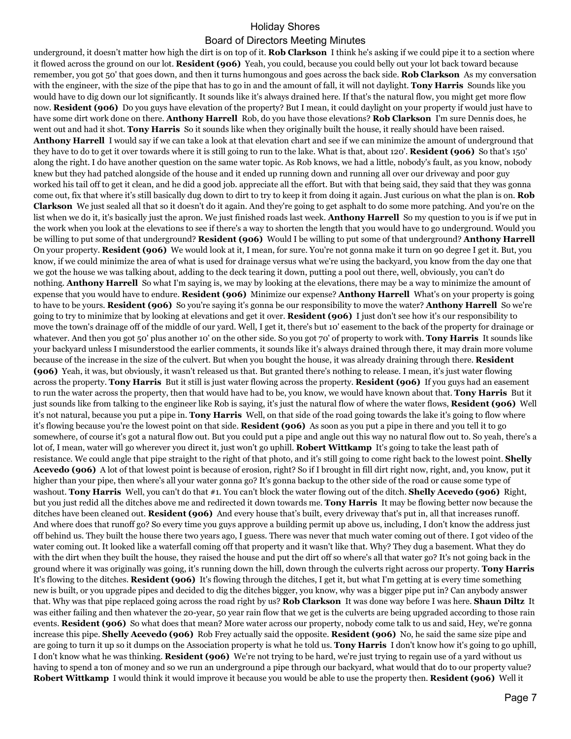underground, it doesn't matter how high the dirt is on top of it. **Rob Clarkson** I think he's asking if we could pipe it to a section where it flowed across the ground on our lot. **Resident (906)** Yeah, you could, because you could belly out your lot back toward because remember, you got 50' that goes down, and then it turns humongous and goes across the back side. **Rob Clarkson** As my conversation with the engineer, with the size of the pipe that has to go in and the amount of fall, it will not daylight. **Tony Harris** Sounds like you would have to dig down our lot significantly. It sounds like it's always drained here. If that's the natural flow, you might get more flow now. **Resident (906)** Do you guys have elevation of the property? But I mean, it could daylight on your property if would just have to have some dirt work done on there. **Anthony Harrell** Rob, do you have those elevations? **Rob Clarkson** I'm sure Dennis does, he went out and had it shot. **Tony Harris** So it sounds like when they originally built the house, it really should have been raised. **Anthony Harrell** I would say if we can take a look at that elevation chart and see if we can minimize the amount of underground that they have to do to get it over towards where it is still going to run to the lake. What is that, about 120'. **Resident (906)** So that's 150' along the right. I do have another question on the same water topic. As Rob knows, we had a little, nobody's fault, as you know, nobody knew but they had patched alongside of the house and it ended up running down and running all over our driveway and poor guy worked his tail off to get it clean, and he did a good job. appreciate all the effort. But with that being said, they said that they was gonna come out, fix that where it's still basically dug down to dirt to try to keep it from doing it again. Just curious on what the plan is on. **Rob Clarkson** We just sealed all that so it doesn't do it again. And they're going to get asphalt to do some more patching. And you're on the list when we do it, it's basically just the apron. We just finished roads last week. **Anthony Harrell** So my question to you is if we put in the work when you look at the elevations to see if there's a way to shorten the length that you would have to go underground. Would you be willing to put some of that underground? **Resident (906)** Would I be willing to put some of that underground? **Anthony Harrell** On your property. **Resident (906)** We would look at it, I mean, for sure. You're not gonna make it turn on 90 degree I get it. But, you know, if we could minimize the area of what is used for drainage versus what we're using the backyard, you know from the day one that we got the house we was talking about, adding to the deck tearing it down, putting a pool out there, well, obviously, you can't do nothing. **Anthony Harrell** So what I'm saying is, we may by looking at the elevations, there may be a way to minimize the amount of expense that you would have to endure. **Resident (906)** Minimize our expense? **Anthony Harrell** What's on your property is going to have to be yours. **Resident (906)** So you're saying it's gonna be our responsibility to move the water? **Anthony Harrell** So we're going to try to minimize that by looking at elevations and get it over. **Resident (906)** I just don't see how it's our responsibility to move the town's drainage off of the middle of our yard. Well, I get it, there's but 10' easement to the back of the property for drainage or whatever. And then you got 50' plus another 10' on the other side. So you got 70' of property to work with. **Tony Harris** It sounds like your backyard unless I misunderstood the earlier comments, it sounds like it's always drained through there, it may drain more volume because of the increase in the size of the culvert. But when you bought the house, it was already draining through there. **Resident (906)** Yeah, it was, but obviously, it wasn't released us that. But granted there's nothing to release. I mean, it's just water flowing across the property. **Tony Harris** But it still is just water flowing across the property. **Resident (906)** If you guys had an easement to run the water across the property, then that would have had to be, you know, we would have known about that. **Tony Harris** But it just sounds like from talking to the engineer like Rob is saying, it's just the natural flow of where the water flows, **Resident (906)** Well it's not natural, because you put a pipe in. **Tony Harris** Well, on that side of the road going towards the lake it's going to flow where it's flowing because you're the lowest point on that side. **Resident (906)** As soon as you put a pipe in there and you tell it to go somewhere, of course it's got a natural flow out. But you could put a pipe and angle out this way no natural flow out to. So yeah, there's a lot of, I mean, water will go wherever you direct it, just won't go uphill. **Robert Wittkamp** It's going to take the least path of resistance. We could angle that pipe straight to the right of that photo, and it's still going to come right back to the lowest point. **Shelly Acevedo (906)** A lot of that lowest point is because of erosion, right? So if I brought in fill dirt right now, right, and, you know, put it higher than your pipe, then where's all your water gonna go? It's gonna backup to the other side of the road or cause some type of washout. **Tony Harris** Well, you can't do that #1. You can't block the water flowing out of the ditch. **Shelly Acevedo (906)** Right, but you just redid all the ditches above me and redirected it down towards me. **Tony Harris** It may be flowing better now because the ditches have been cleaned out. **Resident (906)** And every house that's built, every driveway that's put in, all that increases runoff. And where does that runoff go? So every time you guys approve a building permit up above us, including, I don't know the address just off behind us. They built the house there two years ago, I guess. There was never that much water coming out of there. I got video of the water coming out. It looked like a waterfall coming off that property and it wasn't like that. Why? They dug a basement. What they do with the dirt when they built the house, they raised the house and put the dirt off so where's all that water go? It's not going back in the ground where it was originally was going, it's running down the hill, down through the culverts right across our property. **Tony Harris** It's flowing to the ditches. **Resident (906)** It's flowing through the ditches, I get it, but what I'm getting at is every time something new is built, or you upgrade pipes and decided to dig the ditches bigger, you know, why was a bigger pipe put in? Can anybody answer that. Why was that pipe replaced going across the road right by us? **Rob Clarkson** It was done way before I was here. **Shaun Diltz** It was either failing and then whatever the 20-year, 50 year rain flow that we get is the culverts are being upgraded according to those rain events. **Resident (906)** So what does that mean? More water across our property, nobody come talk to us and said, Hey, we're gonna increase this pipe. **Shelly Acevedo (906)** Rob Frey actually said the opposite. **Resident (906)** No, he said the same size pipe and are going to turn it up so it dumps on the Association property is what he told us. **Tony Harris** I don't know how it's going to go uphill, I don't know what he was thinking. **Resident (906)** We're not trying to be hard, we're just trying to regain use of a yard without us having to spend a ton of money and so we run an underground a pipe through our backyard, what would that do to our property value? **Robert Wittkamp** I would think it would improve it because you would be able to use the property then. **Resident (906)** Well it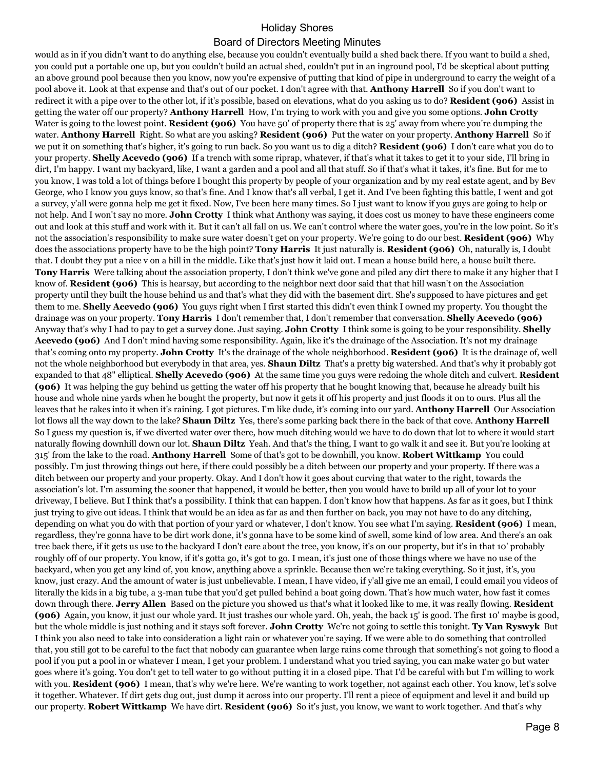would as in if you didn't want to do anything else, because you couldn't eventually build a shed back there. If you want to build a shed, you could put a portable one up, but you couldn't build an actual shed, couldn't put in an inground pool, I'd be skeptical about putting an above ground pool because then you know, now you're expensive of putting that kind of pipe in underground to carry the weight of a pool above it. Look at that expense and that's out of our pocket. I don't agree with that. **Anthony Harrell** So if you don't want to redirect it with a pipe over to the other lot, if it's possible, based on elevations, what do you asking us to do? **Resident (906)** Assist in getting the water off our property? **Anthony Harrell** How, I'm trying to work with you and give you some options. **John Crotty** Water is going to the lowest point. **Resident (906)** You have 50' of property there that is 25' away from where you're dumping the water. **Anthony Harrell** Right. So what are you asking? **Resident (906)** Put the water on your property. **Anthony Harrell** So if we put it on something that's higher, it's going to run back. So you want us to dig a ditch? **Resident (906)** I don't care what you do to your property. **Shelly Acevedo (906)** If a trench with some riprap, whatever, if that's what it takes to get it to your side, I'll bring in dirt, I'm happy. I want my backyard, like, I want a garden and a pool and all that stuff. So if that's what it takes, it's fine. But for me to you know, I was told a lot of things before I bought this property by people of your organization and by my real estate agent, and by Bev George, who I know you guys know, so that's fine. And I know that's all verbal, I get it. And I've been fighting this battle, I went and got a survey, y'all were gonna help me get it fixed. Now, I've been here many times. So I just want to know if you guys are going to help or not help. And I won't say no more. **John Crotty** I think what Anthony was saying, it does cost us money to have these engineers come out and look at this stuff and work with it. But it can't all fall on us. We can't control where the water goes, you're in the low point. So it's not the association's responsibility to make sure water doesn't get on your property. We're going to do our best. **Resident (906)** Why does the associations property have to be the high point? **Tony Harris** It just naturally is. **Resident (906)** Oh, naturally is, I doubt that. I doubt they put a nice v on a hill in the middle. Like that's just how it laid out. I mean a house build here, a house built there. **Tony Harris** Were talking about the association property, I don't think we've gone and piled any dirt there to make it any higher that I know of. **Resident (906)** This is hearsay, but according to the neighbor next door said that that hill wasn't on the Association property until they built the house behind us and that's what they did with the basement dirt. She's supposed to have pictures and get them to me. **Shelly Acevedo (906)** You guys right when I first started this didn't even think I owned my property. You thought the drainage was on your property. **Tony Harris** I don't remember that, I don't remember that conversation. **Shelly Acevedo (906)** Anyway that's why I had to pay to get a survey done. Just saying. **John Crotty** I think some is going to be your responsibility. **Shelly Acevedo (906)** And I don't mind having some responsibility. Again, like it's the drainage of the Association. It's not my drainage that's coming onto my property. **John Crotty** It's the drainage of the whole neighborhood. **Resident (906)** It is the drainage of, well not the whole neighborhood but everybody in that area, yes. **Shaun Diltz** That's a pretty big watershed. And that's why it probably got expanded to that 48" elliptical. **Shelly Acevedo (906)** At the same time you guys were redoing the whole ditch and culvert. **Resident (906)** It was helping the guy behind us getting the water off his property that he bought knowing that, because he already built his house and whole nine yards when he bought the property, but now it gets it off his property and just floods it on to ours. Plus all the leaves that he rakes into it when it's raining. I got pictures. I'm like dude, it's coming into our yard. **Anthony Harrell** Our Association lot flows all the way down to the lake? **Shaun Diltz** Yes, there's some parking back there in the back of that cove. **Anthony Harrell** So I guess my question is, if we diverted water over there, how much ditching would we have to do down that lot to where it would start naturally flowing downhill down our lot. **Shaun Diltz** Yeah. And that's the thing, I want to go walk it and see it. But you're looking at 315' from the lake to the road. **Anthony Harrell** Some of that's got to be downhill, you know. **Robert Wittkamp** You could possibly. I'm just throwing things out here, if there could possibly be a ditch between our property and your property. If there was a ditch between our property and your property. Okay. And I don't how it goes about curving that water to the right, towards the association's lot. I'm assuming the sooner that happened, it would be better, then you would have to build up all of your lot to your driveway, I believe. But I think that's a possibility. I think that can happen. I don't know how that happens. As far as it goes, but I think just trying to give out ideas. I think that would be an idea as far as and then further on back, you may not have to do any ditching, depending on what you do with that portion of your yard or whatever, I don't know. You see what I'm saying. **Resident (906)** I mean, regardless, they're gonna have to be dirt work done, it's gonna have to be some kind of swell, some kind of low area. And there's an oak tree back there, if it gets us use to the backyard I don't care about the tree, you know, it's on our property, but it's in that 10' probably roughly off of our property. You know, if it's gotta go, it's got to go. I mean, it's just one of those things where we have no use of the backyard, when you get any kind of, you know, anything above a sprinkle. Because then we're taking everything. So it just, it's, you know, just crazy. And the amount of water is just unbelievable. I mean, I have video, if y'all give me an email, I could email you videos of literally the kids in a big tube, a 3-man tube that you'd get pulled behind a boat going down. That's how much water, how fast it comes down through there. **Jerry Allen** Based on the picture you showed us that's what it looked like to me, it was really flowing. **Resident (906)** Again, you know, it just our whole yard. It just trashes our whole yard. Oh, yeah, the back 15' is good. The first 10' maybe is good, but the whole middle is just nothing and it stays soft forever. **John Crotty** We're not going to settle this tonight. **Ty Van Ryswyk** But I think you also need to take into consideration a light rain or whatever you're saying. If we were able to do something that controlled that, you still got to be careful to the fact that nobody can guarantee when large rains come through that something's not going to flood a pool if you put a pool in or whatever I mean, I get your problem. I understand what you tried saying, you can make water go but water goes where it's going. You don't get to tell water to go without putting it in a closed pipe. That I'd be careful with but I'm willing to work with you. **Resident (906)** I mean, that's why we're here. We're wanting to work together, not against each other. You know, let's solve it together. Whatever. If dirt gets dug out, just dump it across into our property. I'll rent a piece of equipment and level it and build up our property. **Robert Wittkamp** We have dirt. **Resident (906)** So it's just, you know, we want to work together. And that's why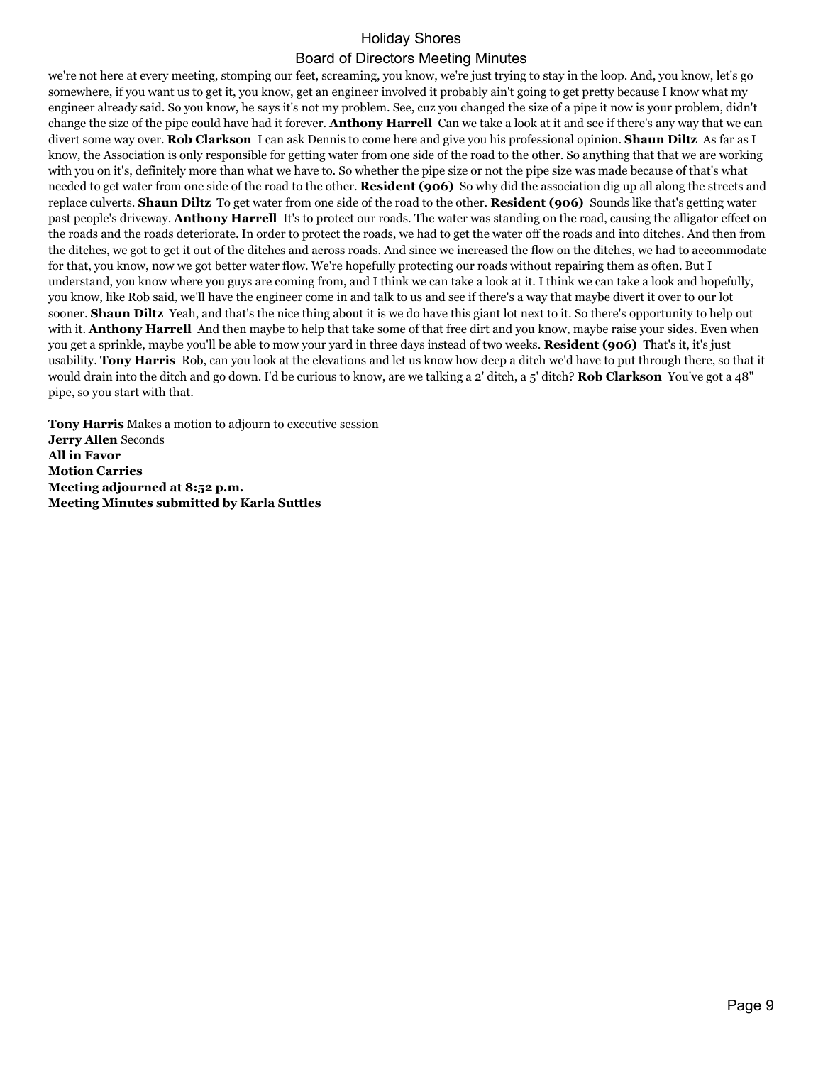we're not here at every meeting, stomping our feet, screaming, you know, we're just trying to stay in the loop. And, you know, let's go somewhere, if you want us to get it, you know, get an engineer involved it probably ain't going to get pretty because I know what my engineer already said. So you know, he says it's not my problem. See, cuz you changed the size of a pipe it now is your problem, didn't change the size of the pipe could have had it forever. **Anthony Harrell** Can we take a look at it and see if there's any way that we can divert some way over. **Rob Clarkson** I can ask Dennis to come here and give you his professional opinion. **Shaun Diltz** As far as I know, the Association is only responsible for getting water from one side of the road to the other. So anything that that we are working with you on it's, definitely more than what we have to. So whether the pipe size or not the pipe size was made because of that's what needed to get water from one side of the road to the other. **Resident (906)** So why did the association dig up all along the streets and replace culverts. **Shaun Diltz** To get water from one side of the road to the other. **Resident (906)** Sounds like that's getting water past people's driveway. **Anthony Harrell** It's to protect our roads. The water was standing on the road, causing the alligator effect on the roads and the roads deteriorate. In order to protect the roads, we had to get the water off the roads and into ditches. And then from the ditches, we got to get it out of the ditches and across roads. And since we increased the flow on the ditches, we had to accommodate for that, you know, now we got better water flow. We're hopefully protecting our roads without repairing them as often. But I understand, you know where you guys are coming from, and I think we can take a look at it. I think we can take a look and hopefully, you know, like Rob said, we'll have the engineer come in and talk to us and see if there's a way that maybe divert it over to our lot sooner. **Shaun Diltz** Yeah, and that's the nice thing about it is we do have this giant lot next to it. So there's opportunity to help out with it. **Anthony Harrell** And then maybe to help that take some of that free dirt and you know, maybe raise your sides. Even when you get a sprinkle, maybe you'll be able to mow your yard in three days instead of two weeks. **Resident (906)** That's it, it's just usability. **Tony Harris** Rob, can you look at the elevations and let us know how deep a ditch we'd have to put through there, so that it would drain into the ditch and go down. I'd be curious to know, are we talking a 2' ditch, a 5' ditch? **Rob Clarkson** You've got a 48" pipe, so you start with that.

**Tony Harris** Makes a motion to adjourn to executive session
**Jerry Allen** Seconds
**All in Favor**
**Motion Carries**
**Meeting adjourned at 8:52 p.m.**
**Meeting Minutes submitted by Karla Suttles**